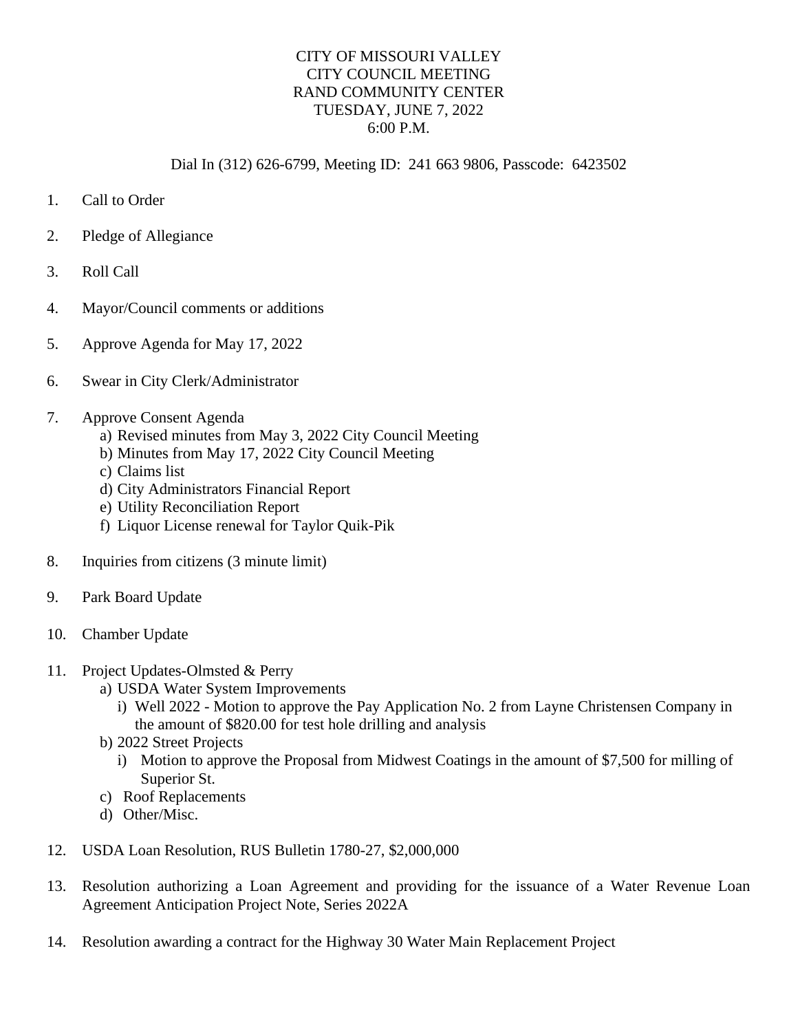# CITY OF MISSOURI VALLEY
## CITY COUNCIL MEETING
## RAND COMMUNITY CENTER
## TUESDAY, JUNE 7, 2022
## 6:00 P.M.

Dial In (312) 626-6799, Meeting ID: 241 663 9806, Passcode: 6423502

1. Call to Order

2. Pledge of Allegiance

3. Roll Call

4. Mayor/Council comments or additions

5. Approve Agenda for May 17, 2022

6. Swear in City Clerk/Administrator

7. Approve Consent Agenda
   a) Revised minutes from May 3, 2022 City Council Meeting
   b) Minutes from May 17, 2022 City Council Meeting
   c) Claims list
   d) City Administrators Financial Report
   e) Utility Reconciliation Report
   f) Liquor License renewal for Taylor Quik-Pik

8. Inquiries from citizens (3 minute limit)

9. Park Board Update

10. Chamber Update

11. Project Updates-Olmsted & Perry
    a) USDA Water System Improvements
       i) Well 2022 - Motion to approve the Pay Application No. 2 from Layne Christensen Company in the amount of $820.00 for test hole drilling and analysis
    b) 2022 Street Projects
       i) Motion to approve the Proposal from Midwest Coatings in the amount of $7,500 for milling of Superior St.
    c) Roof Replacements
    d) Other/Misc.

12. USDA Loan Resolution, RUS Bulletin 1780-27, $2,000,000

13. Resolution authorizing a Loan Agreement and providing for the issuance of a Water Revenue Loan Agreement Anticipation Project Note, Series 2022A

14. Resolution awarding a contract for the Highway 30 Water Main Replacement Project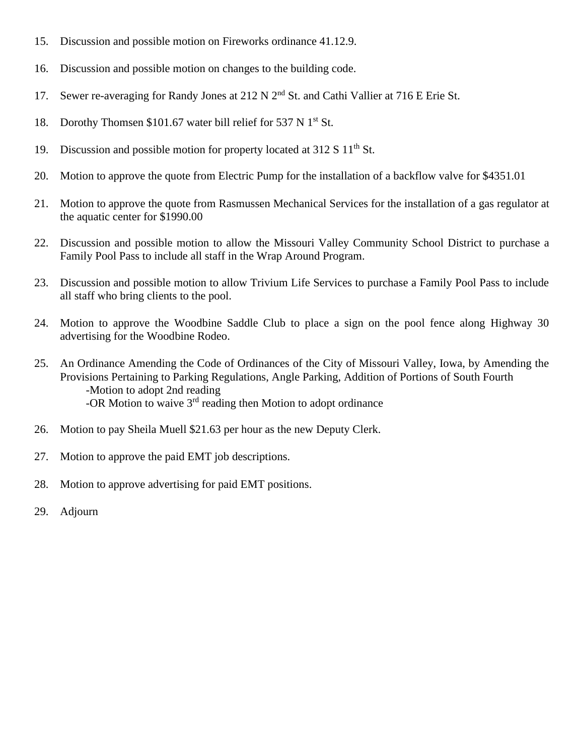15. Discussion and possible motion on Fireworks ordinance 41.12.9.

16. Discussion and possible motion on changes to the building code.

17. Sewer re-averaging for Randy Jones at 212 N 2nd St. and Cathi Vallier at 716 E Erie St.

18. Dorothy Thomsen $101.67 water bill relief for 537 N 1st St.

19. Discussion and possible motion for property located at 312 S 11th St.

20. Motion to approve the quote from Electric Pump for the installation of a backflow valve for $4351.01

21. Motion to approve the quote from Rasmussen Mechanical Services for the installation of a gas regulator at the aquatic center for $1990.00

22. Discussion and possible motion to allow the Missouri Valley Community School District to purchase a Family Pool Pass to include all staff in the Wrap Around Program.

23. Discussion and possible motion to allow Trivium Life Services to purchase a Family Pool Pass to include all staff who bring clients to the pool.

24. Motion to approve the Woodbine Saddle Club to place a sign on the pool fence along Highway 30 advertising for the Woodbine Rodeo.

25. An Ordinance Amending the Code of Ordinances of the City of Missouri Valley, Iowa, by Amending the Provisions Pertaining to Parking Regulations, Angle Parking, Addition of Portions of South Fourth
    - -Motion to adopt 2nd reading
    - -OR Motion to waive 3rd reading then Motion to adopt ordinance

26. Motion to pay Sheila Muell $21.63 per hour as the new Deputy Clerk.

27. Motion to approve the paid EMT job descriptions.

28. Motion to approve advertising for paid EMT positions.

29. Adjourn